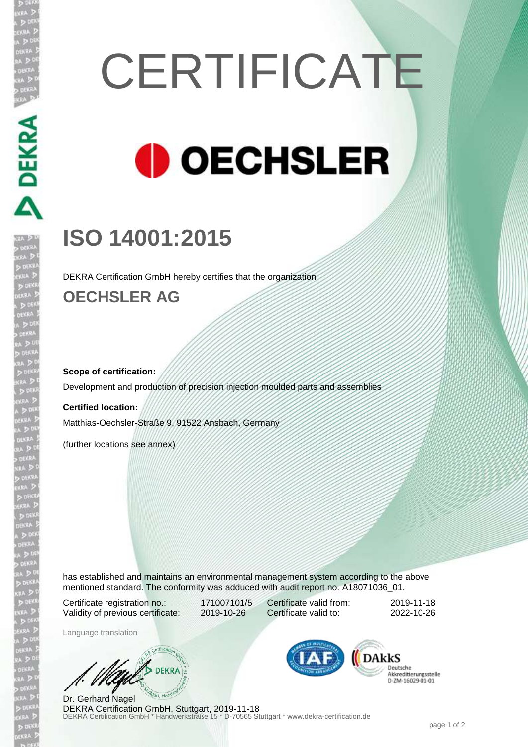# CERTIFICATE

OECHSLER

## ISO 14001:2015

DEKRA Certification GmbH hereby certifies that the organization

## OECHSLER AG

**Scope of certification:**

Development and production of precision injection moulded parts and assemblies

**Certified location:**

Matthias-Oechsler-Straße 9, 91522 Ansbach, Germany

(further locations see annex)

has established and maintains an environmental management system according to the above mentioned standard. The conformity was adduced with audit report no. A18071036_01.

| | | | |
|---|---|---|---|
| Certificate registration no.: | 171007101/5 | Certificate valid from: | 2019-11-18 |
| Validity of previous certificate: | 2019-10-26 | Certificate valid to: | 2022-10-26 |

Language translation

Dr. Gerhard Nagel
DEKRA Certification GmbH, Stuttgart, 2019-11-18
DEKRA Certification GmbH * Handwerkstraße 15 * D-70565 Stuttgart * www.dekra-certification.de

DAkkS
Deutsche Akkreditierungsstelle
D-ZM-16029-01-01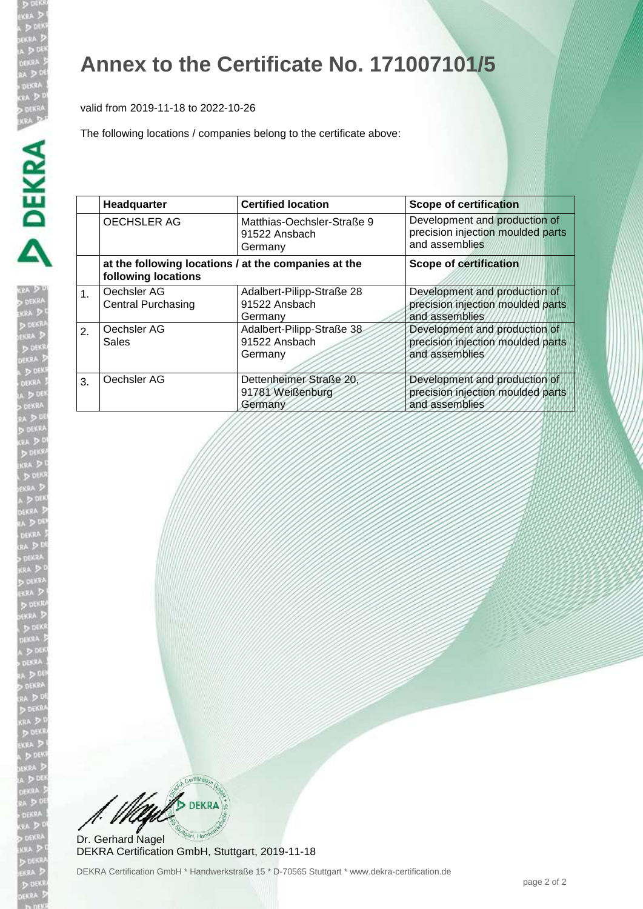# Annex to the Certificate No. 171007101/5

valid from 2019-11-18 to 2022-10-26

The following locations / companies belong to the certificate above:

| | Headquarter | Certified location | Scope of certification |
|---|---|---|---|
| | OECHSLER AG | Matthias-Oechsler-Straße 9<br>91522 Ansbach<br>Germany | Development and production of precision injection moulded parts and assemblies |
| | **at the following locations / at the companies at the following locations** | | **Scope of certification** |
| 1. | Oechsler AG<br>Central Purchasing | Adalbert-Pilipp-Straße 28<br>91522 Ansbach<br>Germany | Development and production of precision injection moulded parts and assemblies |
| 2. | Oechsler AG<br>Sales | Adalbert-Pilipp-Straße 38<br>91522 Ansbach<br>Germany | Development and production of precision injection moulded parts and assemblies |
| 3. | Oechsler AG | Dettenheimer Straße 20,<br>91781 Weißenburg<br>Germany | Development and production of precision injection moulded parts and assemblies |

Dr. Gerhard Nagel
DEKRA Certification GmbH, Stuttgart, 2019-11-18

DEKRA Certification GmbH * Handwerkstraße 15 * D-70565 Stuttgart * www.dekra-certification.de